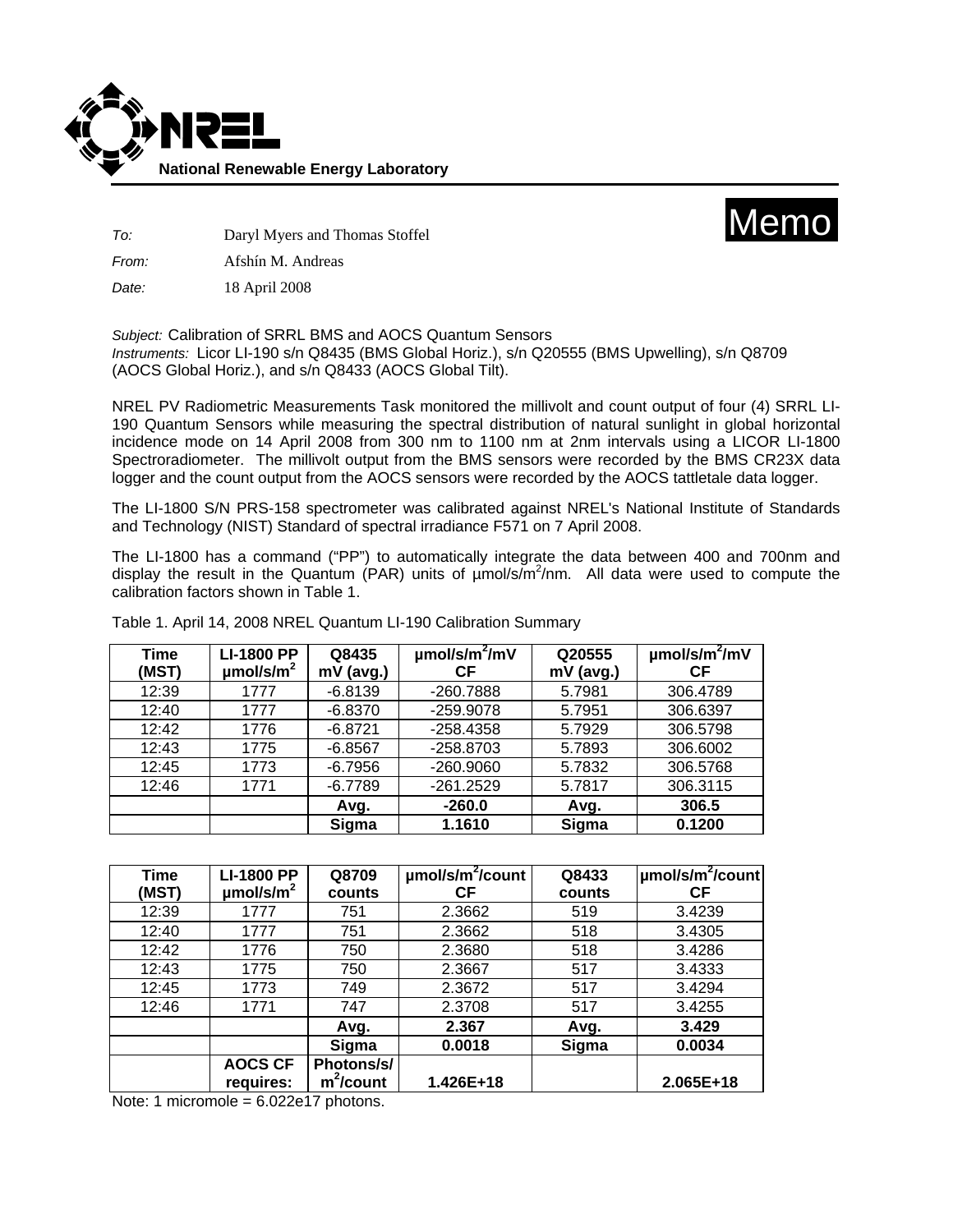**National Renewable Energy Laboratory**

# Memo

*To:* Daryl Myers and Thomas Stoffel

*From:* Afshín M. Andreas

*Date:* 18 April 2008

*Subject:* Calibration of SRRL BMS and AOCS Quantum Sensors
*Instruments:* Licor LI-190 s/n Q8435 (BMS Global Horiz.), s/n Q20555 (BMS Upwelling), s/n Q8709 (AOCS Global Horiz.), and s/n Q8433 (AOCS Global Tilt).

NREL PV Radiometric Measurements Task monitored the millivolt and count output of four (4) SRRL LI-190 Quantum Sensors while measuring the spectral distribution of natural sunlight in global horizontal incidence mode on 14 April 2008 from 300 nm to 1100 nm at 2nm intervals using a LICOR LI-1800 Spectroradiometer. The millivolt output from the BMS sensors were recorded by the BMS CR23X data logger and the count output from the AOCS sensors were recorded by the AOCS tattletale data logger.

The LI-1800 S/N PRS-158 spectrometer was calibrated against NREL's National Institute of Standards and Technology (NIST) Standard of spectral irradiance F571 on 7 April 2008.

The LI-1800 has a command ("PP") to automatically integrate the data between 400 and 700nm and display the result in the Quantum (PAR) units of µmol/s/m$^2$/nm. All data were used to compute the calibration factors shown in Table 1.

Table 1. April 14, 2008 NREL Quantum LI-190 Calibration Summary

| Time (MST) | LI-1800 PP µmol/s/m$^2$ | Q8435 mV (avg.) | µmol/s/m$^2$/mV CF | Q20555 mV (avg.) | µmol/s/m$^2$/mV CF |
|---|---|---|---|---|---|
| 12:39 | 1777 | -6.8139 | -260.7888 | 5.7981 | 306.4789 |
| 12:40 | 1777 | -6.8370 | -259.9078 | 5.7951 | 306.6397 |
| 12:42 | 1776 | -6.8721 | -258.4358 | 5.7929 | 306.5798 |
| 12:43 | 1775 | -6.8567 | -258.8703 | 5.7893 | 306.6002 |
| 12:45 | 1773 | -6.7956 | -260.9060 | 5.7832 | 306.5768 |
| 12:46 | 1771 | -6.7789 | -261.2529 | 5.7817 | 306.3115 |
| | | **Avg.** | **-260.0** | **Avg.** | **306.5** |
| | | **Sigma** | **1.1610** | **Sigma** | **0.1200** |

| Time (MST) | LI-1800 PP µmol/s/m$^2$ | Q8709 counts | µmol/s/m$^2$/count CF | Q8433 counts | µmol/s/m$^2$/count CF |
|---|---|---|---|---|---|
| 12:39 | 1777 | 751 | 2.3662 | 519 | 3.4239 |
| 12:40 | 1777 | 751 | 2.3662 | 518 | 3.4305 |
| 12:42 | 1776 | 750 | 2.3680 | 518 | 3.4286 |
| 12:43 | 1775 | 750 | 2.3667 | 517 | 3.4333 |
| 12:45 | 1773 | 749 | 2.3672 | 517 | 3.4294 |
| 12:46 | 1771 | 747 | 2.3708 | 517 | 3.4255 |
| | | **Avg.** | **2.367** | **Avg.** | **3.429** |
| | | **Sigma** | **0.0018** | **Sigma** | **0.0034** |
| | **AOCS CF requires:** | **Photons/s/m$^2$/count** | **1.426E+18** | | **2.065E+18** |

Note: 1 micromole = 6.022e17 photons.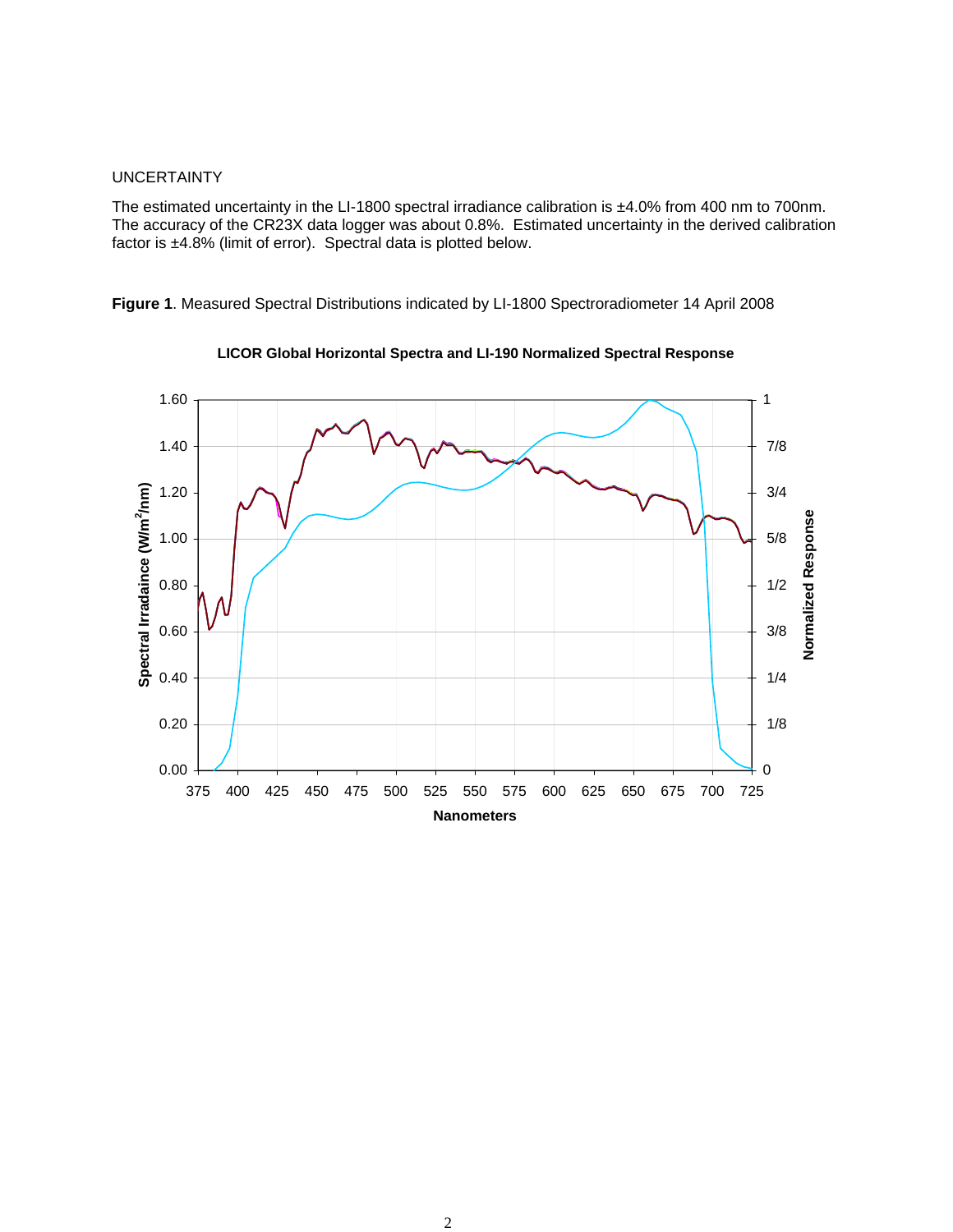UNCERTAINTY

The estimated uncertainty in the LI-1800 spectral irradiance calibration is ±4.0% from 400 nm to 700nm. The accuracy of the CR23X data logger was about 0.8%. Estimated uncertainty in the derived calibration factor is ±4.8% (limit of error). Spectral data is plotted below.

**Figure 1**. Measured Spectral Distributions indicated by LI-1800 Spectroradiometer 14 April 2008

**LICOR Global Horizontal Spectra and LI-190 Normalized Spectral Response**

Spectral Irradaince (W/m$^2$/nm)

1.60
1.40
1.20
1.00
0.80
0.60
0.40
0.20
0.00

Normalized Response

1
7/8
3/4
5/8
1/2
3/8
1/4
1/8
0

375 400 425 450 475 500 525 550 575 600 625 650 675 700 725

Nanometers